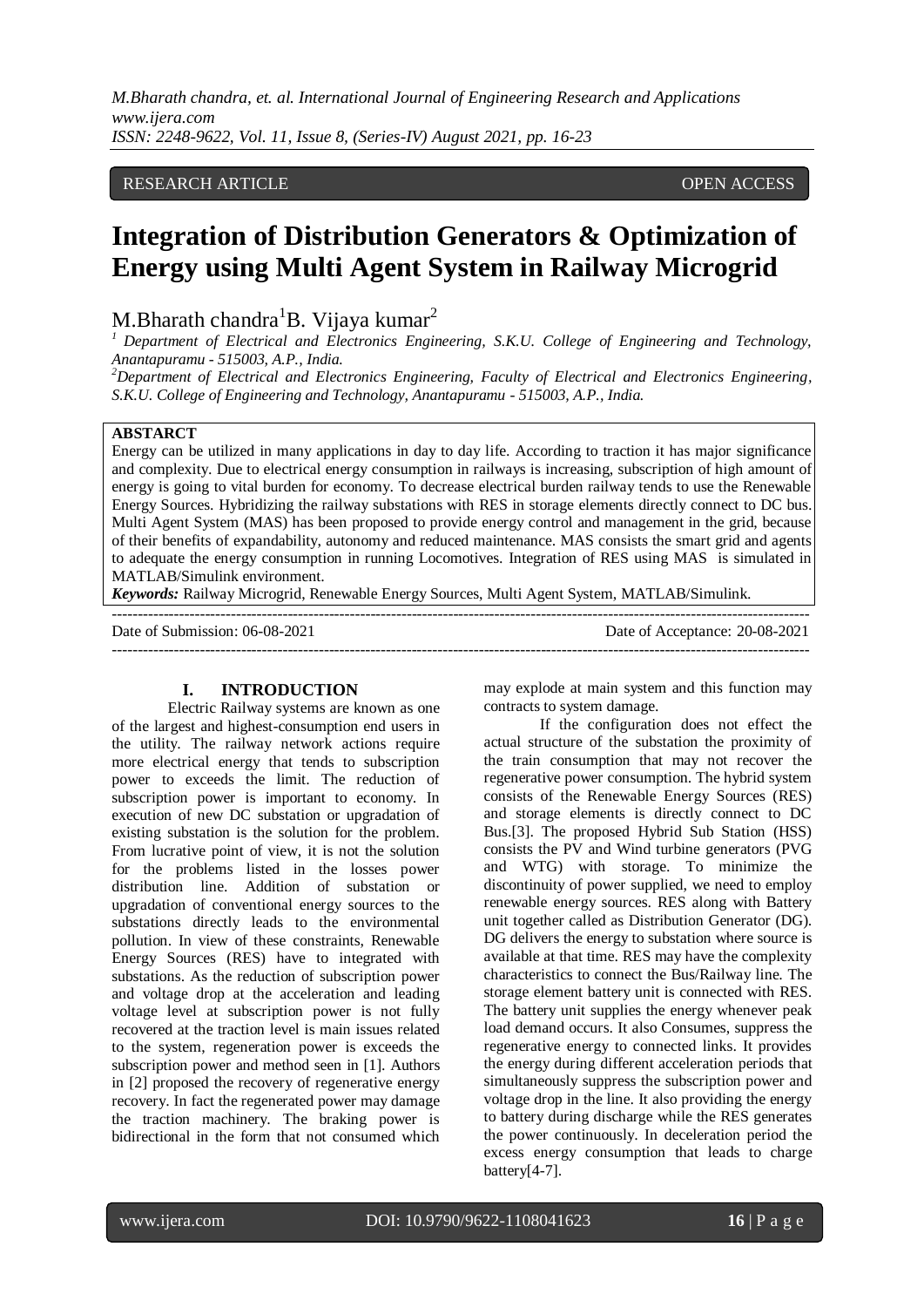RESEARCH ARTICLE OPEN ACCESS

# Integration of Distribution Generators & Optimization of Energy using Multi Agent System in Railway Microgrid

M.Bharath chandra[1] B. Vijaya kumar[2]

[1] *Department of Electrical and Electronics Engineering, S.K.U. College of Engineering and Technology, Anantapuramu - 515003, A.P., India.*

[2] *Department of Electrical and Electronics Engineering, Faculty of Electrical and Electronics Engineering, S.K.U. College of Engineering and Technology, Anantapuramu - 515003, A.P., India.*

**ABSTARCT**

Energy can be utilized in many applications in day to day life. According to traction it has major significance and complexity. Due to electrical energy consumption in railways is increasing, subscription of high amount of energy is going to vital burden for economy. To decrease electrical burden railway tends to use the Renewable Energy Sources. Hybridizing the railway substations with RES in storage elements directly connect to DC bus. Multi Agent System (MAS) has been proposed to provide energy control and management in the grid, because of their benefits of expandability, autonomy and reduced maintenance. MAS consists the smart grid and agents to adequate the energy consumption in running Locomotives. Integration of RES using MAS is simulated in MATLAB/Simulink environment.

***Keywords:*** Railway Microgrid, Renewable Energy Sources, Multi Agent System, MATLAB/Simulink.

Date of Submission: 06-08-2021 Date of Acceptance: 20-08-2021

## I. INTRODUCTION

Electric Railway systems are known as one of the largest and highest-consumption end users in the utility. The railway network actions require more electrical energy that tends to subscription power to exceeds the limit. The reduction of subscription power is important to economy. In execution of new DC substation or upgradation of existing substation is the solution for the problem. From lucrative point of view, it is not the solution for the problems listed in the losses power distribution line. Addition of substation or upgradation of conventional energy sources to the substations directly leads to the environmental pollution. In view of these constraints, Renewable Energy Sources (RES) have to integrated with substations. As the reduction of subscription power and voltage drop at the acceleration and leading voltage level at subscription power is not fully recovered at the traction level is main issues related to the system, regeneration power is exceeds the subscription power and method seen in [1]. Authors in [2] proposed the recovery of regenerative energy recovery. In fact the regenerated power may damage the traction machinery. The braking power is bidirectional in the form that not consumed which may explode at main system and this function may contracts to system damage.

If the configuration does not effect the actual structure of the substation the proximity of the train consumption that may not recover the regenerative power consumption. The hybrid system consists of the Renewable Energy Sources (RES) and storage elements is directly connect to DC Bus.[3]. The proposed Hybrid Sub Station (HSS) consists the PV and Wind turbine generators (PVG and WTG) with storage. To minimize the discontinuity of power supplied, we need to employ renewable energy sources. RES along with Battery unit together called as Distribution Generator (DG). DG delivers the energy to substation where source is available at that time. RES may have the complexity characteristics to connect the Bus/Railway line. The storage element battery unit is connected with RES. The battery unit supplies the energy whenever peak load demand occurs. It also Consumes, suppress the regenerative energy to connected links. It provides the energy during different acceleration periods that simultaneously suppress the subscription power and voltage drop in the line. It also providing the energy to battery during discharge while the RES generates the power continuously. In deceleration period the excess energy consumption that leads to charge battery[4-7].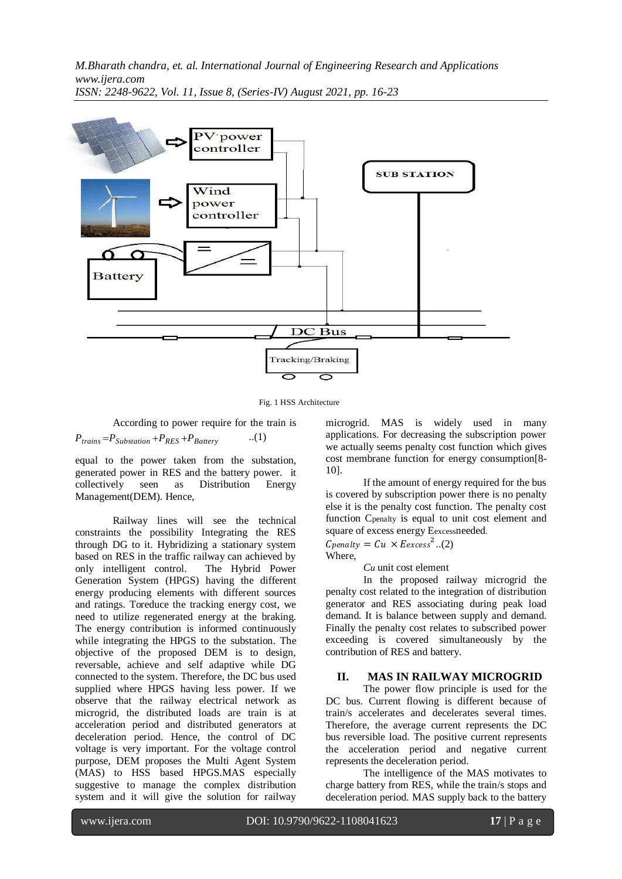Fig. 1 HSS Architecture

According to power require for the train is

$P_{trains} = P_{Substation} + P_{RES} + P_{Battery}$ ..(1)

equal to the power taken from the substation, generated power in RES and the battery power. it collectively seen as Distribution Energy Management(DEM). Hence,

Railway lines will see the technical constraints the possibility Integrating the RES through DG to it. Hybridizing a stationary system based on RES in the traffic railway can achieved by only intelligent control. The Hybrid Power Generation System (HPGS) having the different energy producing elements with different sources and ratings. Toreduce the tracking energy cost, we need to utilize regenerated energy at the braking. The energy contribution is informed continuously while integrating the HPGS to the substation. The objective of the proposed DEM is to design, reversable, achieve and self adaptive while DG connected to the system. Therefore, the DC bus used supplied where HPGS having less power. If we observe that the railway electrical network as microgrid, the distributed loads are train is at acceleration period and distributed generators at deceleration period. Hence, the control of DC voltage is very important. For the voltage control purpose, DEM proposes the Multi Agent System (MAS) to HSS based HPGS.MAS especially suggestive to manage the complex distribution system and it will give the solution for railway microgrid. MAS is widely used in many applications. For decreasing the subscription power we actually seems penalty cost function which gives cost membrane function for energy consumption[8-10].

If the amount of energy required for the bus is covered by subscription power there is no penalty else it is the penalty cost function. The penalty cost function $C_{penalty}$ is equal to unit cost element and square of excess energy $E_{excess}$needed.

$C_{penalty} = Cu \times E_{excess}^2$ ..(2)

Where,

*Cu* unit cost element

In the proposed railway microgrid the penalty cost related to the integration of distribution generator and RES associating during peak load demand. It is balance between supply and demand. Finally the penalty cost relates to subscribed power exceeding is covered simultaneously by the contribution of RES and battery.

## II. MAS IN RAILWAY MICROGRID

The power flow principle is used for the DC bus. Current flowing is different because of train/s accelerates and decelerates several times. Therefore, the average current represents the DC bus reversible load. The positive current represents the acceleration period and negative current represents the deceleration period.

The intelligence of the MAS motivates to charge battery from RES, while the train/s stops and deceleration period. MAS supply back to the battery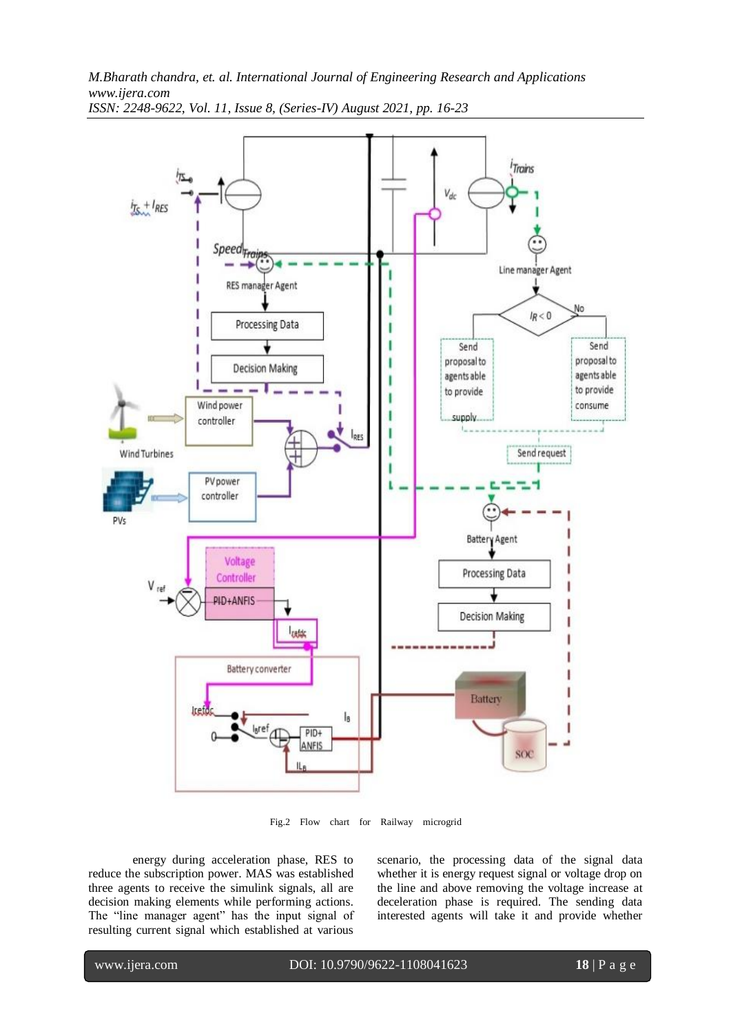Fig.2 Flow chart for Railway microgrid

energy during acceleration phase, RES to reduce the subscription power. MAS was established three agents to receive the simulink signals, all are decision making elements while performing actions. The "line manager agent" has the input signal of resulting current signal which established at various scenario, the processing data of the signal data whether it is energy request signal or voltage drop on the line and above removing the voltage increase at deceleration phase is required. The sending data interested agents will take it and provide whether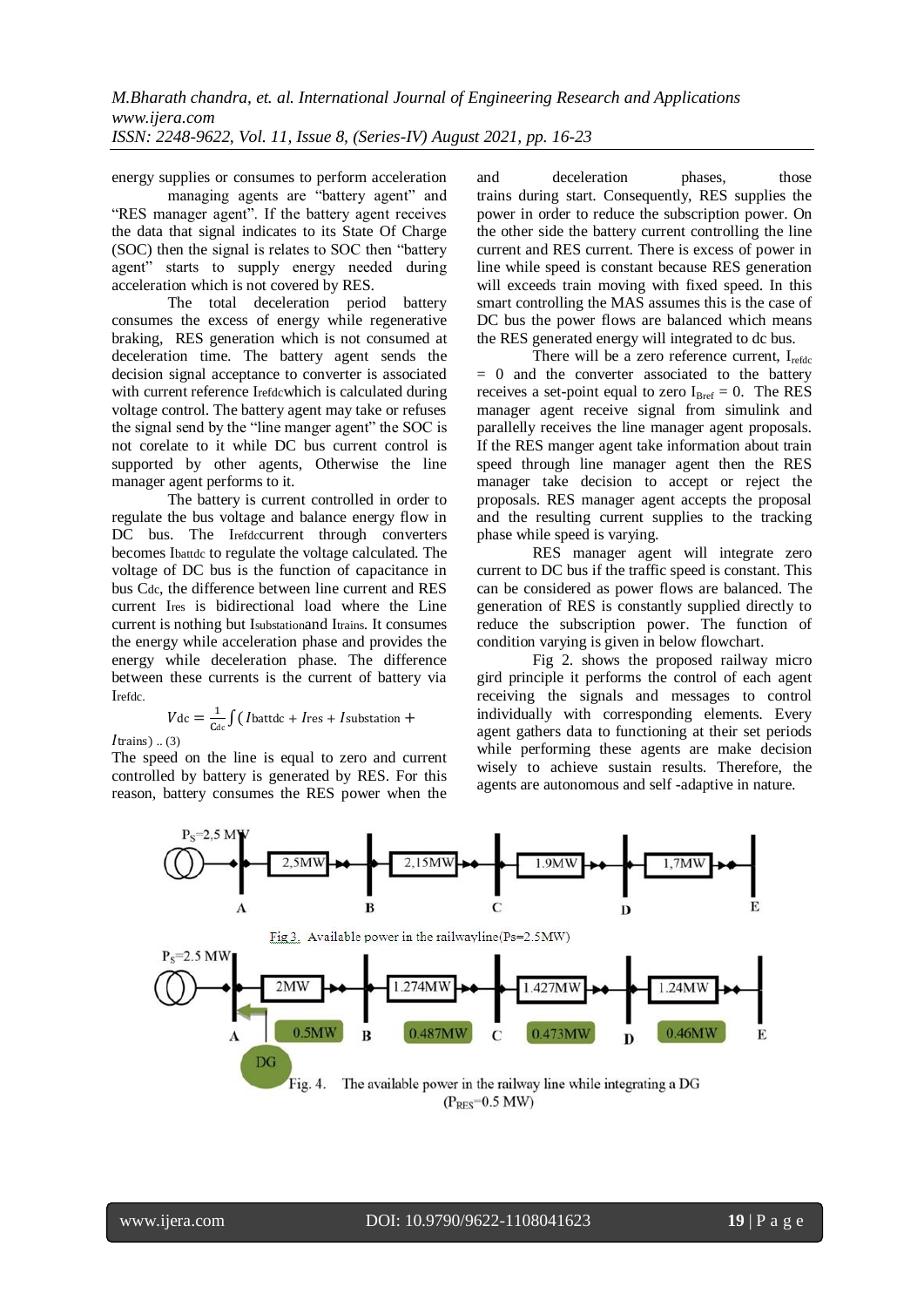energy supplies or consumes to perform acceleration managing agents are "battery agent" and "RES manager agent". If the battery agent receives the data that signal indicates to its State Of Charge (SOC) then the signal is relates to SOC then "battery agent" starts to supply energy needed during acceleration which is not covered by RES.

The total deceleration period battery consumes the excess of energy while regenerative braking, RES generation which is not consumed at deceleration time. The battery agent sends the decision signal acceptance to converter is associated with current reference $I_{refdc}$ which is calculated during voltage control. The battery agent may take or refuses the signal send by the "line manger agent" the SOC is not corelate to it while DC bus current control is supported by other agents, Otherwise the line manager agent performs to it.

The battery is current controlled in order to regulate the bus voltage and balance energy flow in DC bus. The $I_{refdc}$ current through converters becomes $I_{battdc}$ to regulate the voltage calculated. The voltage of DC bus is the function of capacitance in bus $C_{dc}$, the difference between line current and RES current $I_{res}$ is bidirectional load where the Line current is nothing but $I_{substation}$ and $I_{trains}$. It consumes the energy while acceleration phase and provides the energy while deceleration phase. The difference between these currents is the current of battery via $I_{refdc}$.

$$V_{dc} = \frac{1}{C_{dc}} \int (I_{battdc} + I_{res} + I_{substation} + I_{trains}) \quad (3)$$

The speed on the line is equal to zero and current controlled by battery is generated by RES. For this reason, battery consumes the RES power when the and deceleration phases, those trains during start. Consequently, RES supplies the power in order to reduce the subscription power. On the other side the battery current controlling the line current and RES current. There is excess of power in line while speed is constant because RES generation will exceeds train moving with fixed speed. In this smart controlling the MAS assumes this is the case of DC bus the power flows are balanced which means the RES generated energy will integrated to dc bus.

There will be a zero reference current, $I_{refdc} = 0$ and the converter associated to the battery receives a set-point equal to zero $I_{Bref} = 0$. The RES manager agent receive signal from simulink and parallelly receives the line manager agent proposals. If the RES manger agent take information about train speed through line manager agent then the RES manager take decision to accept or reject the proposals. RES manager agent accepts the proposal and the resulting current supplies to the tracking phase while speed is varying.

RES manager agent will integrate zero current to DC bus if the traffic speed is constant. This can be considered as power flows are balanced. The generation of RES is constantly supplied directly to reduce the subscription power. The function of condition varying is given in below flowchart.

Fig 2. shows the proposed railway micro gird principle it performs the control of each agent receiving the signals and messages to control individually with corresponding elements. Every agent gathers data to functioning at their set periods while performing these agents are make decision wisely to achieve sustain results. Therefore, the agents are autonomous and self -adaptive in nature.

$P_S$=2,5 MW — A — 2,5MW — B — 2,15MW — C — 1,9MW — D — 1,7MW — E

Fig 3. Available power in the railwayline(Ps=2.5MW)

$P_S$=2.5 MW — A — 2MW — B — 1.274MW — C — 1.427MW — D — 1.24MW — E

DG: 0.5MW, 0.487MW, 0.473MW, 0.46MW

Fig. 4. The available power in the railway line while integrating a DG ($P_{RES}$=0.5 MW)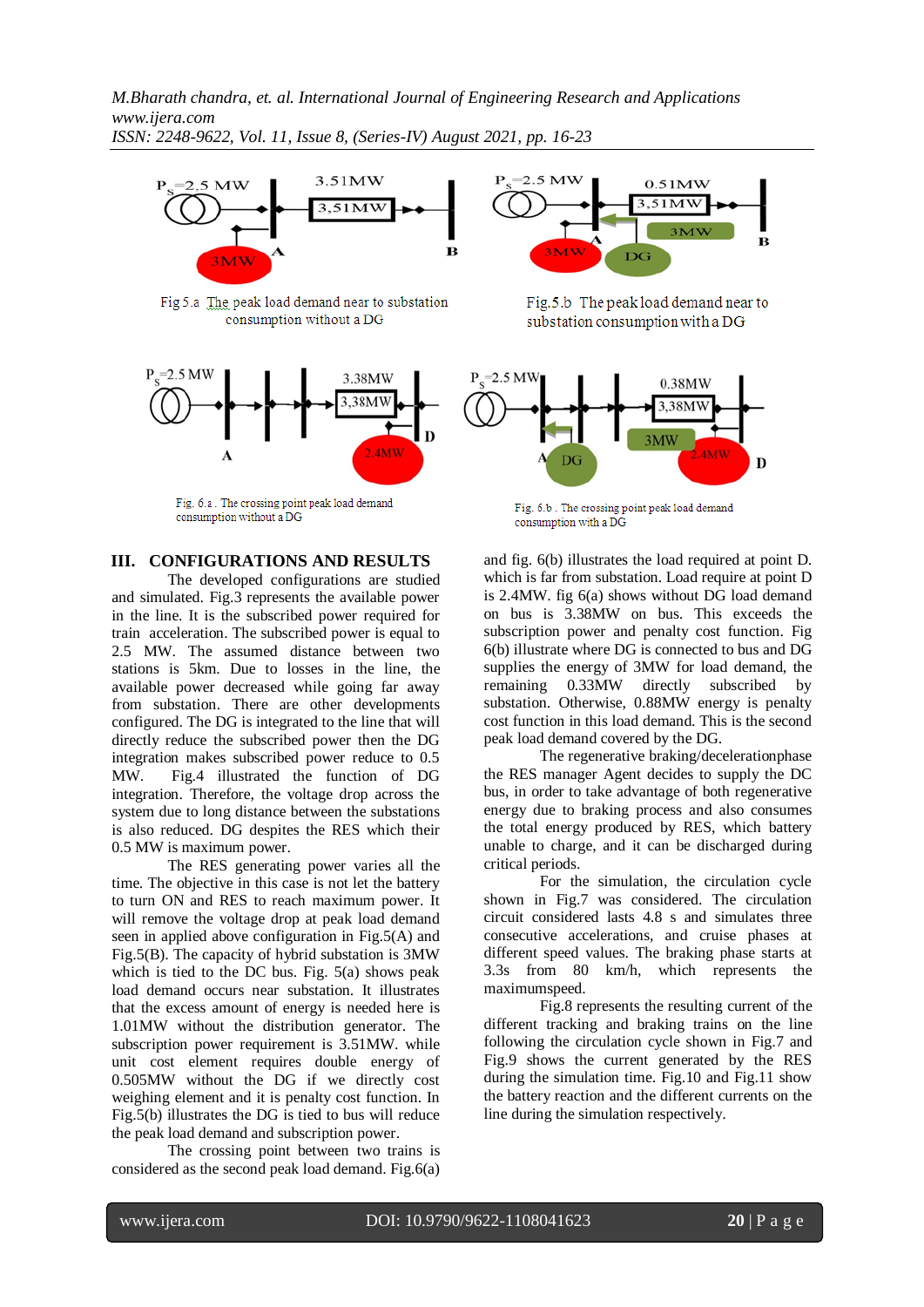Fig 5.a The peak load demand near to substation consumption without a DG

Fig.5.b The peak load demand near to substation consumption with a DG

Fig. 6.a . The crossing point peak load demand consumption without a DG

Fig. 6.b . The crossing point peak load demand consumption with a DG

## III. CONFIGURATIONS AND RESULTS

The developed configurations are studied and simulated. Fig.3 represents the available power in the line. It is the subscribed power required for train acceleration. The subscribed power is equal to 2.5 MW. The assumed distance between two stations is 5km. Due to losses in the line, the available power decreased while going far away from substation. There are other developments configured. The DG is integrated to the line that will directly reduce the subscribed power then the DG integration makes subscribed power reduce to 0.5 MW. Fig.4 illustrated the function of DG integration. Therefore, the voltage drop across the system due to long distance between the substations is also reduced. DG despites the RES which their 0.5 MW is maximum power.

The RES generating power varies all the time. The objective in this case is not let the battery to turn ON and RES to reach maximum power. It will remove the voltage drop at peak load demand seen in applied above configuration in Fig.5(A) and Fig.5(B). The capacity of hybrid substation is 3MW which is tied to the DC bus. Fig. 5(a) shows peak load demand occurs near substation. It illustrates that the excess amount of energy is needed here is 1.01MW without the distribution generator. The subscription power requirement is 3.51MW. while unit cost element requires double energy of 0.505MW without the DG if we directly cost weighing element and it is penalty cost function. In Fig.5(b) illustrates the DG is tied to bus will reduce the peak load demand and subscription power.

The crossing point between two trains is considered as the second peak load demand. Fig.6(a) and fig. 6(b) illustrates the load required at point D. which is far from substation. Load require at point D is 2.4MW. fig 6(a) shows without DG load demand on bus is 3.38MW on bus. This exceeds the subscription power and penalty cost function. Fig 6(b) illustrate where DG is connected to bus and DG supplies the energy of 3MW for load demand, the remaining 0.33MW directly subscribed by substation. Otherwise, 0.88MW energy is penalty cost function in this load demand. This is the second peak load demand covered by the DG.

The regenerative braking/decelerationphase the RES manager Agent decides to supply the DC bus, in order to take advantage of both regenerative energy due to braking process and also consumes the total energy produced by RES, which battery unable to charge, and it can be discharged during critical periods.

For the simulation, the circulation cycle shown in Fig.7 was considered. The circulation circuit considered lasts 4.8 s and simulates three consecutive accelerations, and cruise phases at different speed values. The braking phase starts at 3.3s from 80 km/h, which represents the maximumspeed.

Fig.8 represents the resulting current of the different tracking and braking trains on the line following the circulation cycle shown in Fig.7 and Fig.9 shows the current generated by the RES during the simulation time. Fig.10 and Fig.11 show the battery reaction and the different currents on the line during the simulation respectively.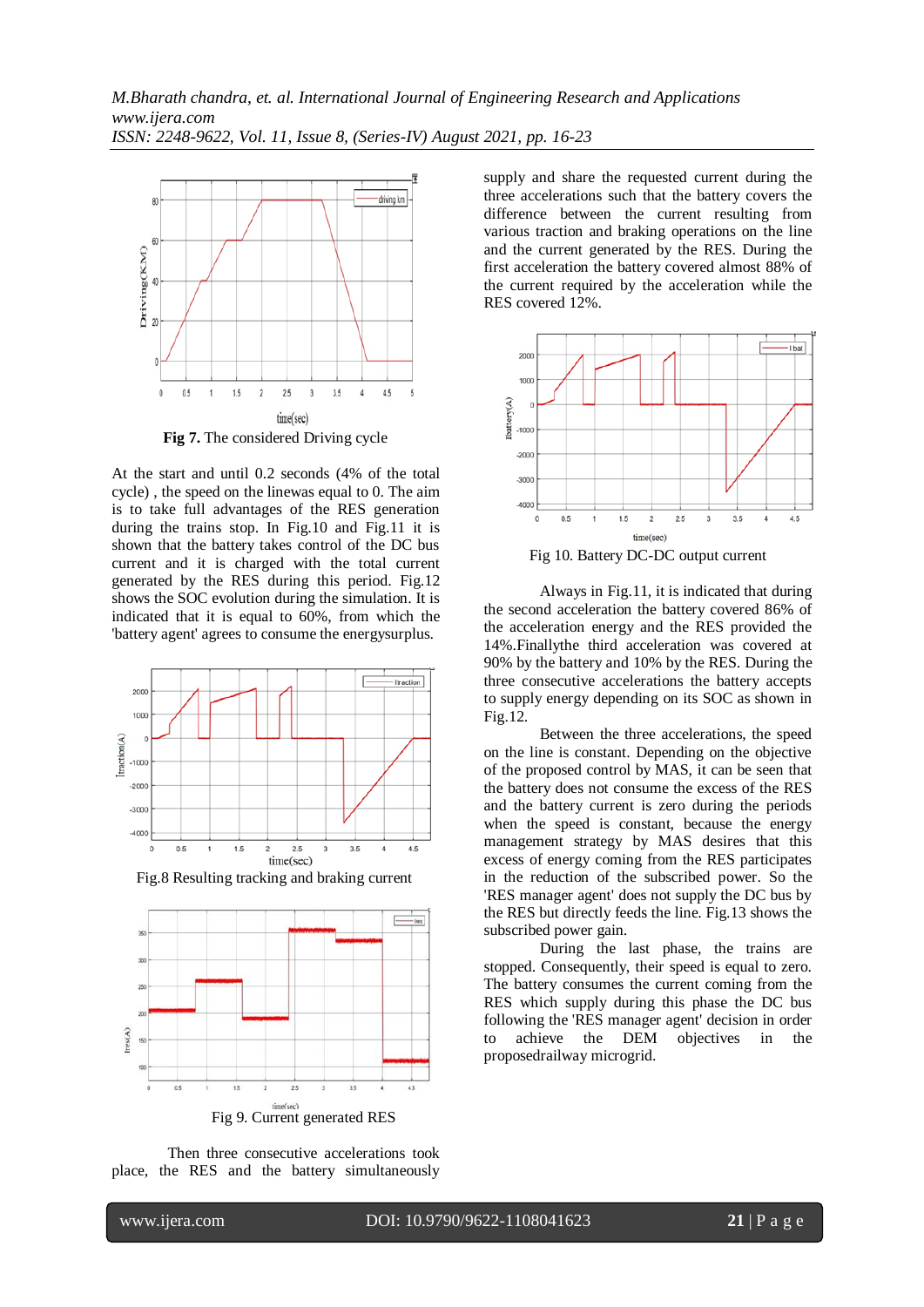**Fig 7.** The considered Driving cycle

At the start and until 0.2 seconds (4% of the total cycle) , the speed on the linewas equal to 0. The aim is to take full advantages of the RES generation during the trains stop. In Fig.10 and Fig.11 it is shown that the battery takes control of the DC bus current and it is charged with the total current generated by the RES during this period. Fig.12 shows the SOC evolution during the simulation. It is indicated that it is equal to 60%, from which the 'battery agent' agrees to consume the energysurplus.

Fig.8 Resulting tracking and braking current

Fig 9. Current generated RES

Then three consecutive accelerations took place, the RES and the battery simultaneously supply and share the requested current during the three accelerations such that the battery covers the difference between the current resulting from various traction and braking operations on the line and the current generated by the RES. During the first acceleration the battery covered almost 88% of the current required by the acceleration while the RES covered 12%.

Fig 10. Battery DC-DC output current

Always in Fig.11, it is indicated that during the second acceleration the battery covered 86% of the acceleration energy and the RES provided the 14%.Finallythe third acceleration was covered at 90% by the battery and 10% by the RES. During the three consecutive accelerations the battery accepts to supply energy depending on its SOC as shown in Fig.12.

Between the three accelerations, the speed on the line is constant. Depending on the objective of the proposed control by MAS, it can be seen that the battery does not consume the excess of the RES and the battery current is zero during the periods when the speed is constant, because the energy management strategy by MAS desires that this excess of energy coming from the RES participates in the reduction of the subscribed power. So the 'RES manager agent' does not supply the DC bus by the RES but directly feeds the line. Fig.13 shows the subscribed power gain.

During the last phase, the trains are stopped. Consequently, their speed is equal to zero. The battery consumes the current coming from the RES which supply during this phase the DC bus following the 'RES manager agent' decision in order to achieve the DEM objectives in the proposedrailway microgrid.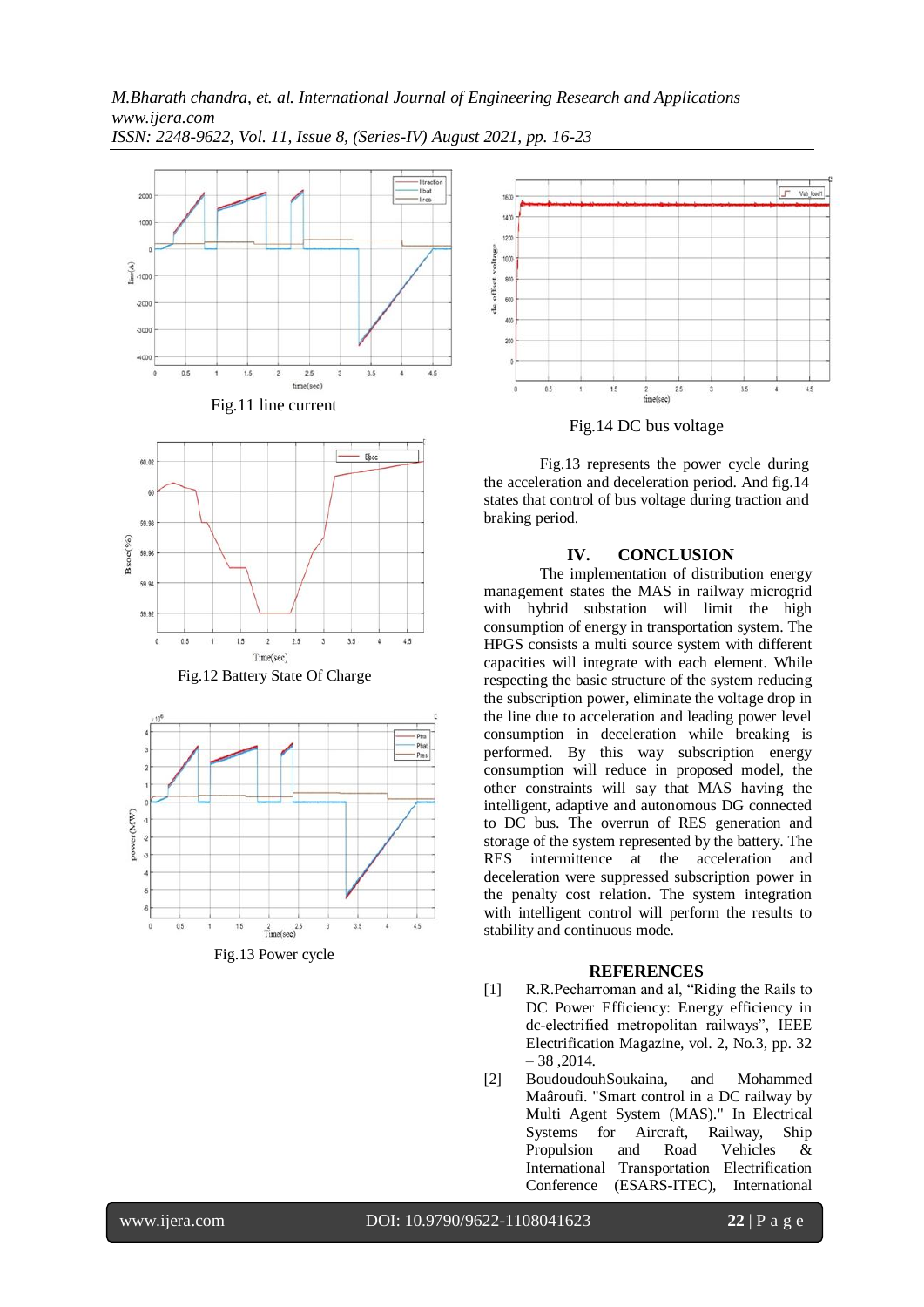Fig.11 line current

Fig.12 Battery State Of Charge

Fig.13 Power cycle

Fig.14 DC bus voltage

Fig.13 represents the power cycle during the acceleration and deceleration period. And fig.14 states that control of bus voltage during traction and braking period.

## IV. CONCLUSION

The implementation of distribution energy management states the MAS in railway microgrid with hybrid substation will limit the high consumption of energy in transportation system. The HPGS consists a multi source system with different capacities will integrate with each element. While respecting the basic structure of the system reducing the subscription power, eliminate the voltage drop in the line due to acceleration and leading power level consumption in deceleration while breaking is performed. By this way subscription energy consumption will reduce in proposed model, the other constraints will say that MAS having the intelligent, adaptive and autonomous DG connected to DC bus. The overrun of RES generation and storage of the system represented by the battery. The RES intermittence at the acceleration and deceleration were suppressed subscription power in the penalty cost relation. The system integration with intelligent control will perform the results to stability and continuous mode.

## REFERENCES

[1] R.R.Pecharroman and al, "Riding the Rails to DC Power Efficiency: Energy efficiency in dc-electrified metropolitan railways", IEEE Electrification Magazine, vol. 2, No.3, pp. 32 – 38 ,2014.

[2] BoudoudouhSoukaina, and Mohammed Maâroufi. "Smart control in a DC railway by Multi Agent System (MAS)." In Electrical Systems for Aircraft, Railway, Ship Propulsion and Road Vehicles & International Transportation Electrification Conference (ESARS-ITEC), International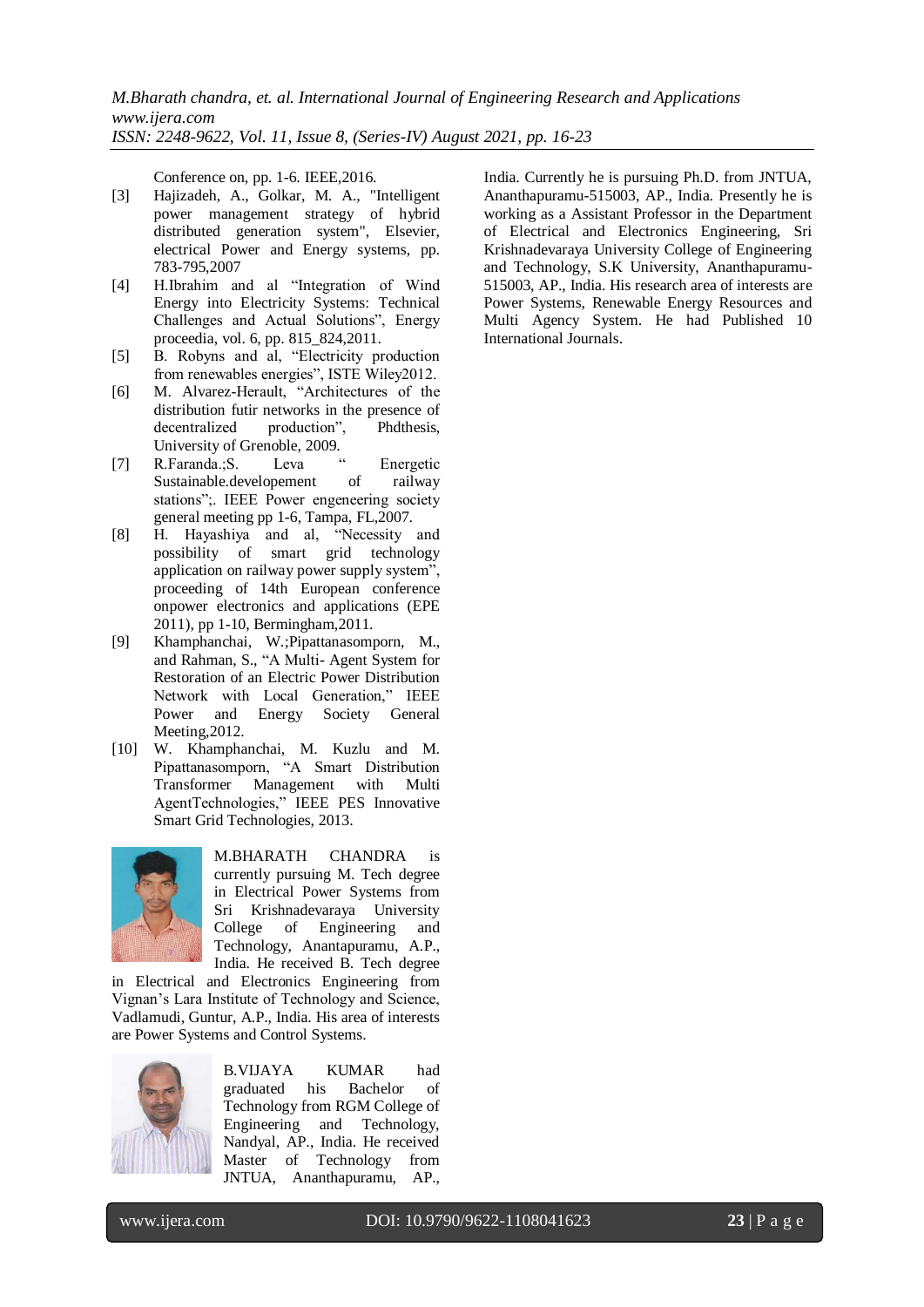Conference on, pp. 1-6. IEEE,2016.

[3] Hajizadeh, A., Golkar, M. A., "Intelligent power management strategy of hybrid distributed generation system", Elsevier, electrical Power and Energy systems, pp. 783-795,2007

[4] H.Ibrahim and al "Integration of Wind Energy into Electricity Systems: Technical Challenges and Actual Solutions", Energy proceedia, vol. 6, pp. 815_824,2011.

[5] B. Robyns and al, "Electricity production from renewables energies", ISTE Wiley2012.

[6] M. Alvarez-Herault, "Architectures of the distribution futir networks in the presence of decentralized production", Phdthesis, University of Grenoble, 2009.

[7] R.Faranda.;S. Leva " Energetic Sustainable.developement of railway stations";. IEEE Power engeneering society general meeting pp 1-6, Tampa, FL,2007.

[8] H. Hayashiya and al, "Necessity and possibility of smart grid technology application on railway power supply system", proceeding of 14th European conference onpower electronics and applications (EPE 2011), pp 1-10, Bermingham,2011.

[9] Khamphanchai, W.;Pipattanasomporn, M., and Rahman, S., "A Multi- Agent System for Restoration of an Electric Power Distribution Network with Local Generation," IEEE Power and Energy Society General Meeting,2012.

[10] W. Khamphanchai, M. Kuzlu and M. Pipattanasomporn, "A Smart Distribution Transformer Management with Multi AgentTechnologies," IEEE PES Innovative Smart Grid Technologies, 2013.

M.BHARATH CHANDRA is currently pursuing M. Tech degree in Electrical Power Systems from Sri Krishnadevaraya University College of Engineering and Technology, Anantapuramu, A.P., India. He received B. Tech degree in Electrical and Electronics Engineering from Vignan's Lara Institute of Technology and Science, Vadlamudi, Guntur, A.P., India. His area of interests are Power Systems and Control Systems.

B.VIJAYA KUMAR had graduated his Bachelor of Technology from RGM College of Engineering and Technology, Nandyal, AP., India. He received Master of Technology from JNTUA, Ananthapuramu, AP., India. Currently he is pursuing Ph.D. from JNTUA, Ananthapuramu-515003, AP., India. Presently he is working as a Assistant Professor in the Department of Electrical and Electronics Engineering, Sri Krishnadevaraya University College of Engineering and Technology, S.K University, Ananthapuramu-515003, AP., India. His research area of interests are Power Systems, Renewable Energy Resources and Multi Agency System. He had Published 10 International Journals.